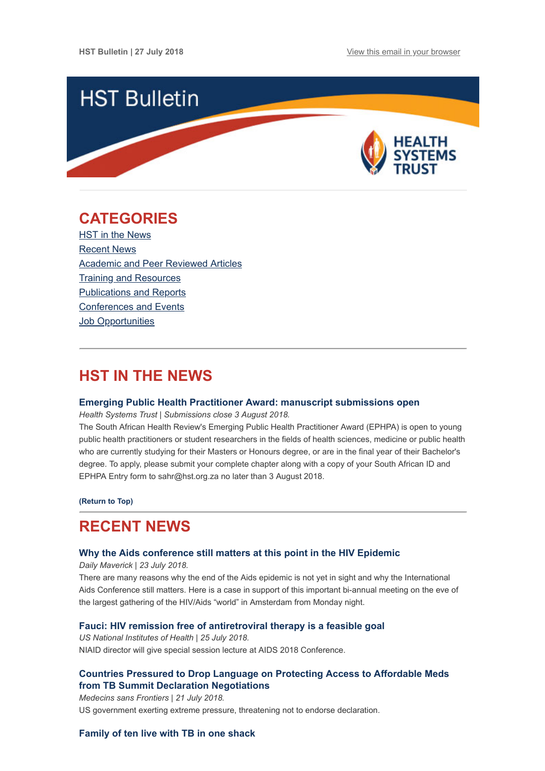HST Bulletin | 27 July 2018

View this email in your browser

# HST Bulletin

HEALTH SYSTEMS TRUST

## CATEGORIES

- HST in the News
- Recent News
- Academic and Peer Reviewed Articles
- Training and Resources
- Publications and Reports
- Conferences and Events
- Job Opportunities

## HST IN THE NEWS

### Emerging Public Health Practitioner Award: manuscript submissions open

*Health Systems Trust | Submissions close 3 August 2018.*

The South African Health Review's Emerging Public Health Practitioner Award (EPHPA) is open to young public health practitioners or student researchers in the fields of health sciences, medicine or public health who are currently studying for their Masters or Honours degree, or are in the final year of their Bachelor's degree. To apply, please submit your complete chapter along with a copy of your South African ID and EPHPA Entry form to sahr@hst.org.za no later than 3 August 2018.

**(Return to Top)**

## RECENT NEWS

### Why the Aids conference still matters at this point in the HIV Epidemic

*Daily Maverick | 23 July 2018.*

There are many reasons why the end of the Aids epidemic is not yet in sight and why the International Aids Conference still matters. Here is a case in support of this important bi-annual meeting on the eve of the largest gathering of the HIV/Aids "world" in Amsterdam from Monday night.

### Fauci: HIV remission free of antiretroviral therapy is a feasible goal

*US National Institutes of Health | 25 July 2018.*

NIAID director will give special session lecture at AIDS 2018 Conference.

### Countries Pressured to Drop Language on Protecting Access to Affordable Meds from TB Summit Declaration Negotiations

*Medecins sans Frontiers | 21 July 2018.*

US government exerting extreme pressure, threatening not to endorse declaration.

### Family of ten live with TB in one shack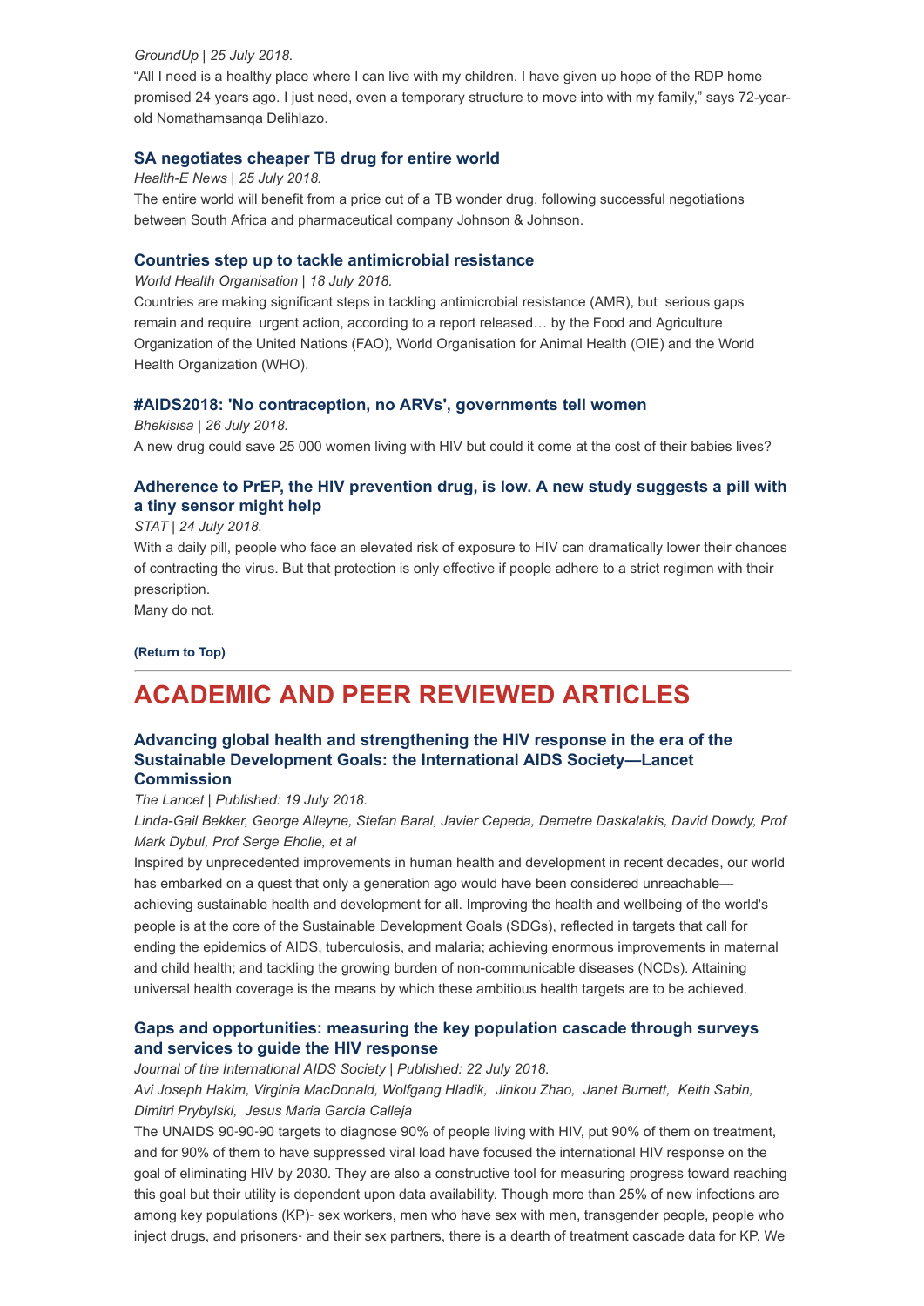*GroundUp | 25 July 2018.*

“All I need is a healthy place where I can live with my children. I have given up hope of the RDP home promised 24 years ago. I just need, even a temporary structure to move into with my family,” says 72-year-old Nomathamsanqa Delihlazo.

### SA negotiates cheaper TB drug for entire world

*Health-E News | 25 July 2018.*

The entire world will benefit from a price cut of a TB wonder drug, following successful negotiations between South Africa and pharmaceutical company Johnson & Johnson.

### Countries step up to tackle antimicrobial resistance

*World Health Organisation | 18 July 2018.*

Countries are making significant steps in tackling antimicrobial resistance (AMR), but serious gaps remain and require urgent action, according to a report released… by the Food and Agriculture Organization of the United Nations (FAO), World Organisation for Animal Health (OIE) and the World Health Organization (WHO).

### #AIDS2018: 'No contraception, no ARVs', governments tell women

*Bhekisisa | 26 July 2018.*

A new drug could save 25 000 women living with HIV but could it come at the cost of their babies lives?

### Adherence to PrEP, the HIV prevention drug, is low. A new study suggests a pill with a tiny sensor might help

*STAT | 24 July 2018.*

With a daily pill, people who face an elevated risk of exposure to HIV can dramatically lower their chances of contracting the virus. But that protection is only effective if people adhere to a strict regimen with their prescription.

Many do not.

**(Return to Top)**

## ACADEMIC AND PEER REVIEWED ARTICLES

### Advancing global health and strengthening the HIV response in the era of the Sustainable Development Goals: the International AIDS Society—Lancet Commission

*The Lancet | Published: 19 July 2018.*

*Linda-Gail Bekker, George Alleyne, Stefan Baral, Javier Cepeda, Demetre Daskalakis, David Dowdy, Prof Mark Dybul, Prof Serge Eholie, et al*

Inspired by unprecedented improvements in human health and development in recent decades, our world has embarked on a quest that only a generation ago would have been considered unreachable—achieving sustainable health and development for all. Improving the health and wellbeing of the world's people is at the core of the Sustainable Development Goals (SDGs), reflected in targets that call for ending the epidemics of AIDS, tuberculosis, and malaria; achieving enormous improvements in maternal and child health; and tackling the growing burden of non-communicable diseases (NCDs). Attaining universal health coverage is the means by which these ambitious health targets are to be achieved.

### Gaps and opportunities: measuring the key population cascade through surveys and services to guide the HIV response

*Journal of the International AIDS Society | Published: 22 July 2018.*

*Avi Joseph Hakim, Virginia MacDonald, Wolfgang Hladik, Jinkou Zhao, Janet Burnett, Keith Sabin, Dimitri Prybylski, Jesus Maria Garcia Calleja*

The UNAIDS 90-90-90 targets to diagnose 90% of people living with HIV, put 90% of them on treatment, and for 90% of them to have suppressed viral load have focused the international HIV response on the goal of eliminating HIV by 2030. They are also a constructive tool for measuring progress toward reaching this goal but their utility is dependent upon data availability. Though more than 25% of new infections are among key populations (KP)- sex workers, men who have sex with men, transgender people, people who inject drugs, and prisoners- and their sex partners, there is a dearth of treatment cascade data for KP. We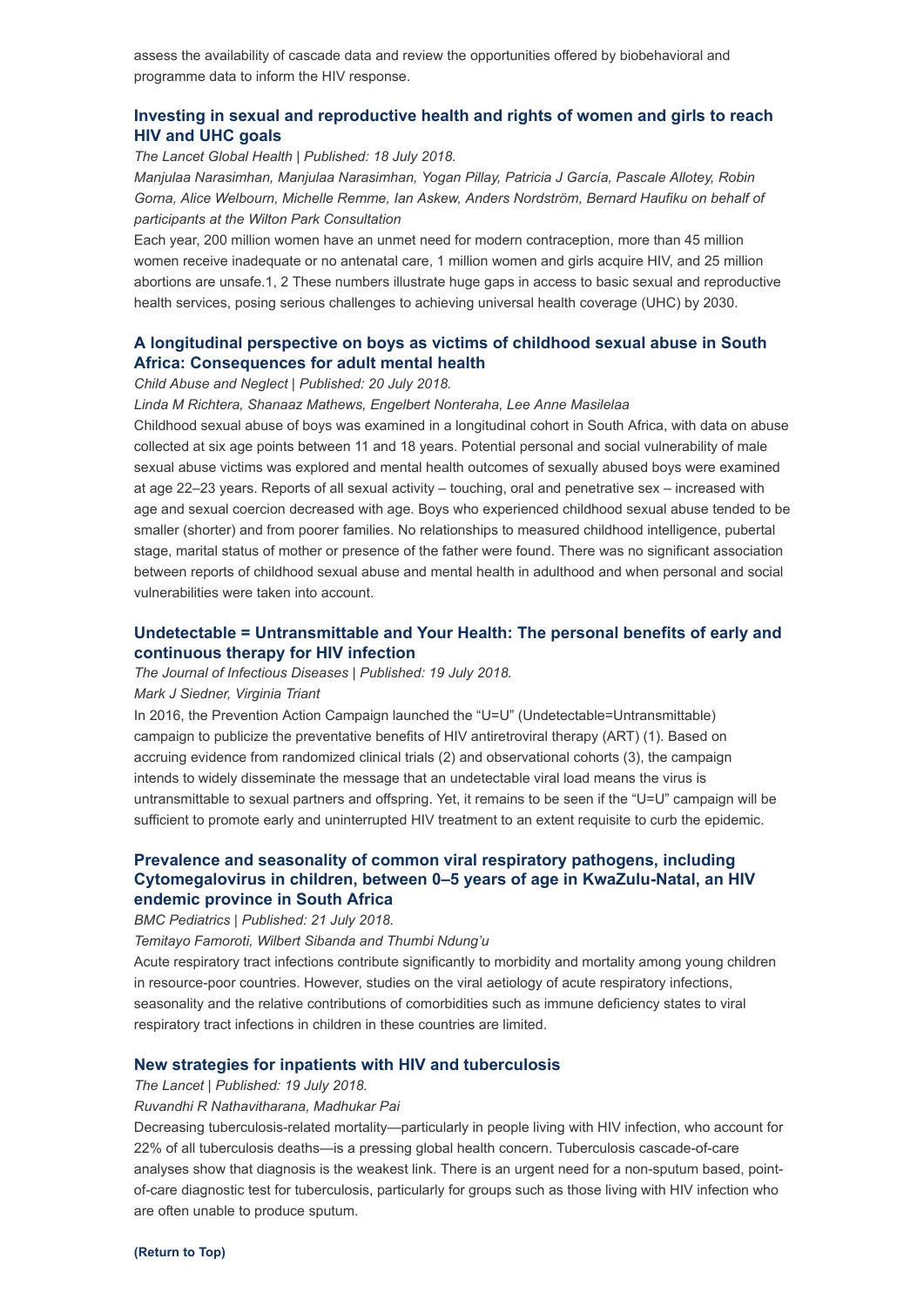assess the availability of cascade data and review the opportunities offered by biobehavioral and programme data to inform the HIV response.

### Investing in sexual and reproductive health and rights of women and girls to reach HIV and UHC goals

*The Lancet Global Health | Published: 18 July 2018.*

*Manjulaa Narasimhan, Manjulaa Narasimhan, Yogan Pillay, Patricia J García, Pascale Allotey, Robin Gorna, Alice Welbourn, Michelle Remme, Ian Askew, Anders Nordström, Bernard Haufiku on behalf of participants at the Wilton Park Consultation*

Each year, 200 million women have an unmet need for modern contraception, more than 45 million women receive inadequate or no antenatal care, 1 million women and girls acquire HIV, and 25 million abortions are unsafe.1, 2 These numbers illustrate huge gaps in access to basic sexual and reproductive health services, posing serious challenges to achieving universal health coverage (UHC) by 2030.

### A longitudinal perspective on boys as victims of childhood sexual abuse in South Africa: Consequences for adult mental health

*Child Abuse and Neglect | Published: 20 July 2018.*

*Linda M Richtera, Shanaaz Mathews, Engelbert Nonteraha, Lee Anne Masilelaa*

Childhood sexual abuse of boys was examined in a longitudinal cohort in South Africa, with data on abuse collected at six age points between 11 and 18 years. Potential personal and social vulnerability of male sexual abuse victims was explored and mental health outcomes of sexually abused boys were examined at age 22–23 years. Reports of all sexual activity – touching, oral and penetrative sex – increased with age and sexual coercion decreased with age. Boys who experienced childhood sexual abuse tended to be smaller (shorter) and from poorer families. No relationships to measured childhood intelligence, pubertal stage, marital status of mother or presence of the father were found. There was no significant association between reports of childhood sexual abuse and mental health in adulthood and when personal and social vulnerabilities were taken into account.

### Undetectable = Untransmittable and Your Health: The personal benefits of early and continuous therapy for HIV infection

*The Journal of Infectious Diseases | Published: 19 July 2018.*

*Mark J Siedner, Virginia Triant*

In 2016, the Prevention Action Campaign launched the "U=U" (Undetectable=Untransmittable) campaign to publicize the preventative benefits of HIV antiretroviral therapy (ART) (1). Based on accruing evidence from randomized clinical trials (2) and observational cohorts (3), the campaign intends to widely disseminate the message that an undetectable viral load means the virus is untransmittable to sexual partners and offspring. Yet, it remains to be seen if the "U=U" campaign will be sufficient to promote early and uninterrupted HIV treatment to an extent requisite to curb the epidemic.

### Prevalence and seasonality of common viral respiratory pathogens, including Cytomegalovirus in children, between 0–5 years of age in KwaZulu-Natal, an HIV endemic province in South Africa

*BMC Pediatrics | Published: 21 July 2018.*

*Temitayo Famoroti, Wilbert Sibanda and Thumbi Ndung'u*

Acute respiratory tract infections contribute significantly to morbidity and mortality among young children in resource-poor countries. However, studies on the viral aetiology of acute respiratory infections, seasonality and the relative contributions of comorbidities such as immune deficiency states to viral respiratory tract infections in children in these countries are limited.

### New strategies for inpatients with HIV and tuberculosis

*The Lancet | Published: 19 July 2018.*

*Ruvandhi R Nathavitharana, Madhukar Pai*

Decreasing tuberculosis-related mortality—particularly in people living with HIV infection, who account for 22% of all tuberculosis deaths—is a pressing global health concern. Tuberculosis cascade-of-care analyses show that diagnosis is the weakest link. There is an urgent need for a non-sputum based, point-of-care diagnostic test for tuberculosis, particularly for groups such as those living with HIV infection who are often unable to produce sputum.

**(Return to Top)**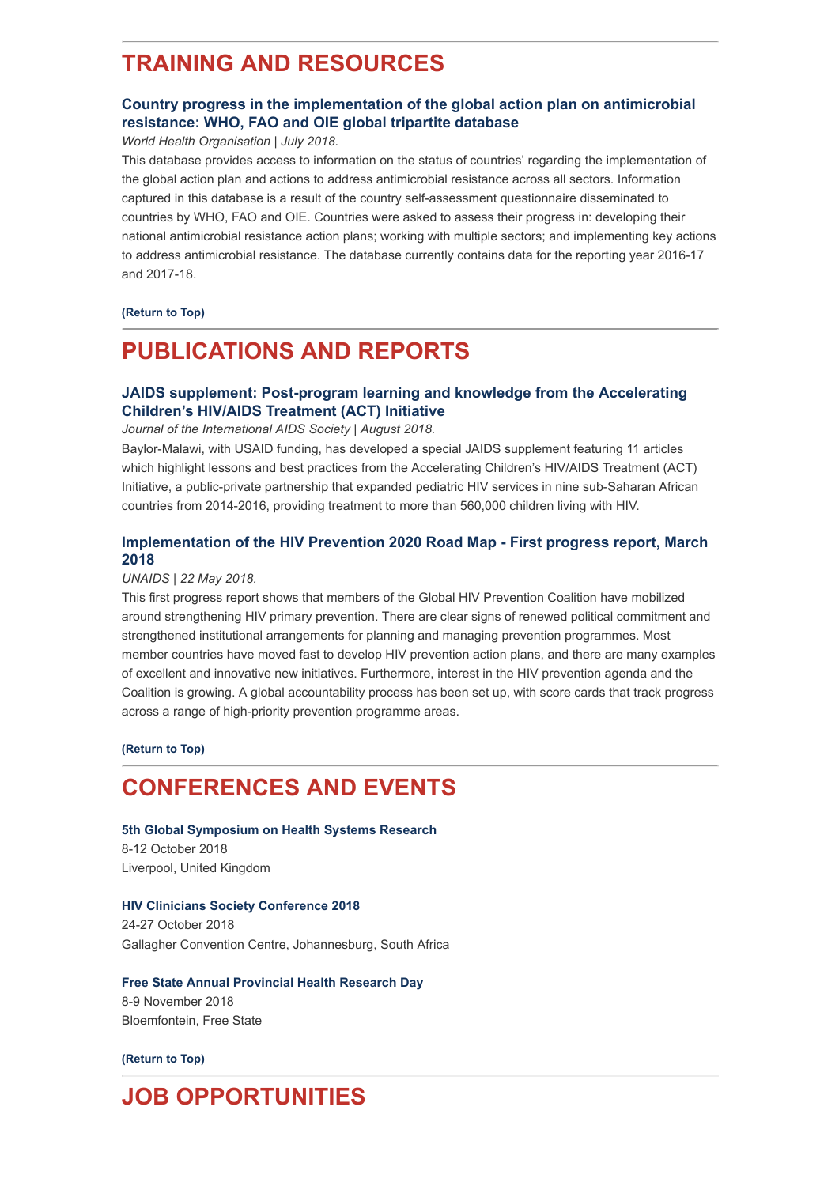## TRAINING AND RESOURCES

### Country progress in the implementation of the global action plan on antimicrobial resistance: WHO, FAO and OIE global tripartite database

*World Health Organisation | July 2018.*

This database provides access to information on the status of countries' regarding the implementation of the global action plan and actions to address antimicrobial resistance across all sectors. Information captured in this database is a result of the country self-assessment questionnaire disseminated to countries by WHO, FAO and OIE. Countries were asked to assess their progress in: developing their national antimicrobial resistance action plans; working with multiple sectors; and implementing key actions to address antimicrobial resistance. The database currently contains data for the reporting year 2016-17 and 2017-18.

**(Return to Top)**

## PUBLICATIONS AND REPORTS

### JAIDS supplement: Post-program learning and knowledge from the Accelerating Children's HIV/AIDS Treatment (ACT) Initiative

*Journal of the International AIDS Society | August 2018.*

Baylor-Malawi, with USAID funding, has developed a special JAIDS supplement featuring 11 articles which highlight lessons and best practices from the Accelerating Children's HIV/AIDS Treatment (ACT) Initiative, a public-private partnership that expanded pediatric HIV services in nine sub-Saharan African countries from 2014-2016, providing treatment to more than 560,000 children living with HIV.

### Implementation of the HIV Prevention 2020 Road Map - First progress report, March 2018

*UNAIDS | 22 May 2018.*

This first progress report shows that members of the Global HIV Prevention Coalition have mobilized around strengthening HIV primary prevention. There are clear signs of renewed political commitment and strengthened institutional arrangements for planning and managing prevention programmes. Most member countries have moved fast to develop HIV prevention action plans, and there are many examples of excellent and innovative new initiatives. Furthermore, interest in the HIV prevention agenda and the Coalition is growing. A global accountability process has been set up, with score cards that track progress across a range of high-priority prevention programme areas.

**(Return to Top)**

## CONFERENCES AND EVENTS

**5th Global Symposium on Health Systems Research**
8-12 October 2018
Liverpool, United Kingdom

**HIV Clinicians Society Conference 2018**
24-27 October 2018
Gallagher Convention Centre, Johannesburg, South Africa

**Free State Annual Provincial Health Research Day**
8-9 November 2018
Bloemfontein, Free State

**(Return to Top)**

## JOB OPPORTUNITIES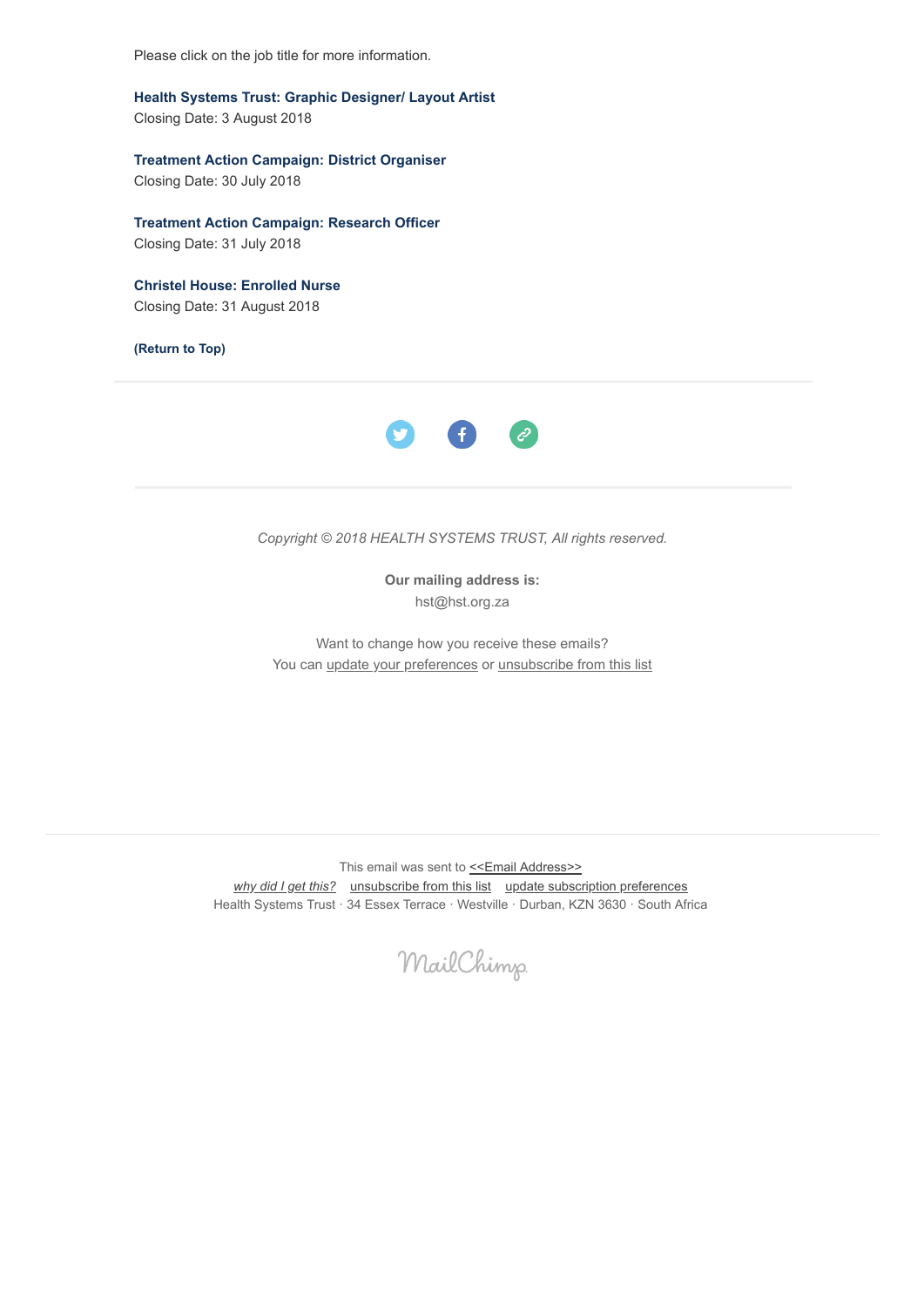Please click on the job title for more information.

**Health Systems Trust: Graphic Designer/ Layout Artist**
Closing Date: 3 August 2018

**Treatment Action Campaign: District Organiser**
Closing Date: 30 July 2018

**Treatment Action Campaign: Research Officer**
Closing Date: 31 July 2018

**Christel House: Enrolled Nurse**
Closing Date: 31 August 2018

**(Return to Top)**

---

*Copyright © 2018 HEALTH SYSTEMS TRUST, All rights reserved.*

**Our mailing address is:**
hst@hst.org.za

Want to change how you receive these emails?
You can update your preferences or unsubscribe from this list

---

This email was sent to <<Email Address>>
*why did I get this?* unsubscribe from this list update subscription preferences
Health Systems Trust · 34 Essex Terrace · Westville · Durban, KZN 3630 · South Africa

MailChimp